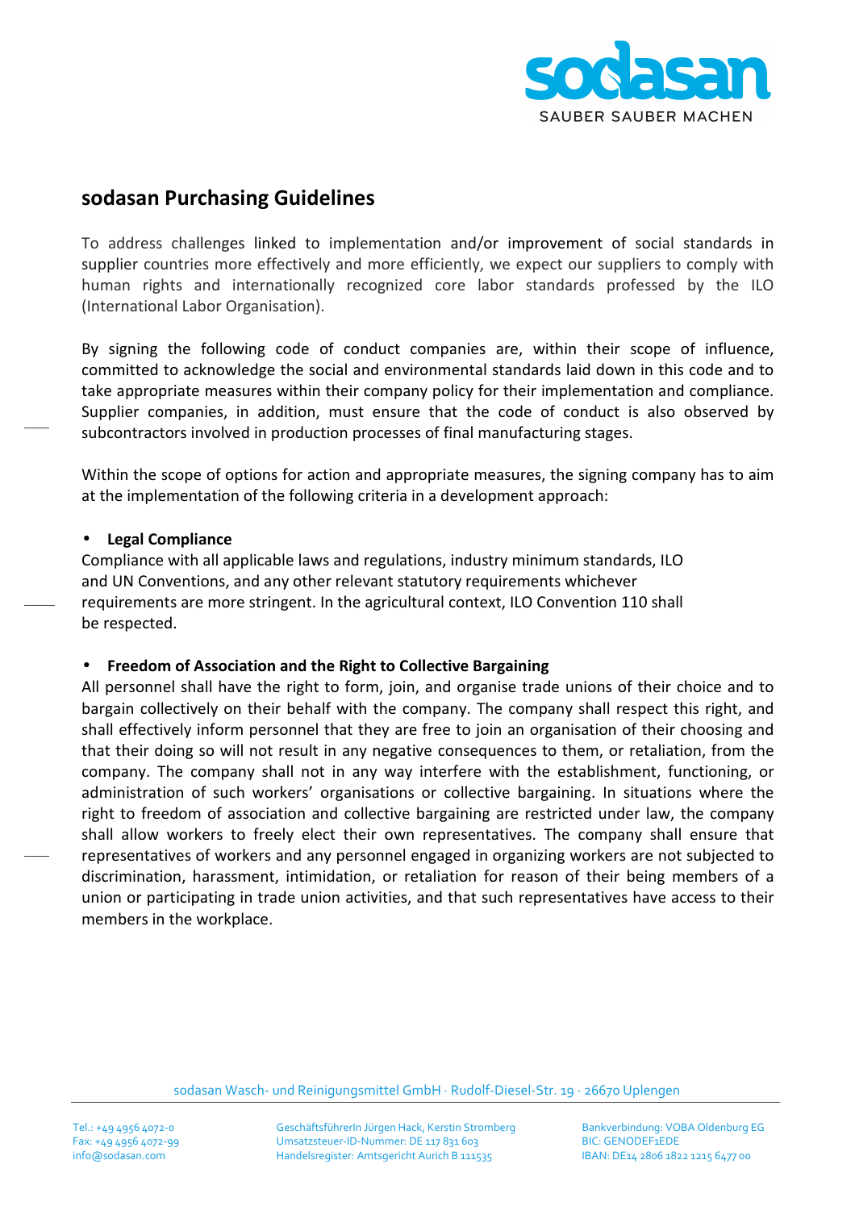# sodasan Purchasing Guidelines

To address challenges linked to implementation and/or improvement of social standards in supplier countries more effectively and more efficiently, we expect our suppliers to comply with human rights and internationally recognized core labor standards professed by the ILO (International Labor Organisation).

By signing the following code of conduct companies are, within their scope of influence, committed to acknowledge the social and environmental standards laid down in this code and to take appropriate measures within their company policy for their implementation and compliance. Supplier companies, in addition, must ensure that the code of conduct is also observed by subcontractors involved in production processes of final manufacturing stages.

Within the scope of options for action and appropriate measures, the signing company has to aim at the implementation of the following criteria in a development approach:

- **Legal Compliance**

Compliance with all applicable laws and regulations, industry minimum standards, ILO and UN Conventions, and any other relevant statutory requirements whichever requirements are more stringent. In the agricultural context, ILO Convention 110 shall be respected.

- **Freedom of Association and the Right to Collective Bargaining**

All personnel shall have the right to form, join, and organise trade unions of their choice and to bargain collectively on their behalf with the company. The company shall respect this right, and shall effectively inform personnel that they are free to join an organisation of their choosing and that their doing so will not result in any negative consequences to them, or retaliation, from the company. The company shall not in any way interfere with the establishment, functioning, or administration of such workers' organisations or collective bargaining. In situations where the right to freedom of association and collective bargaining are restricted under law, the company shall allow workers to freely elect their own representatives. The company shall ensure that representatives of workers and any personnel engaged in organizing workers are not subjected to discrimination, harassment, intimidation, or retaliation for reason of their being members of a union or participating in trade union activities, and that such representatives have access to their members in the workplace.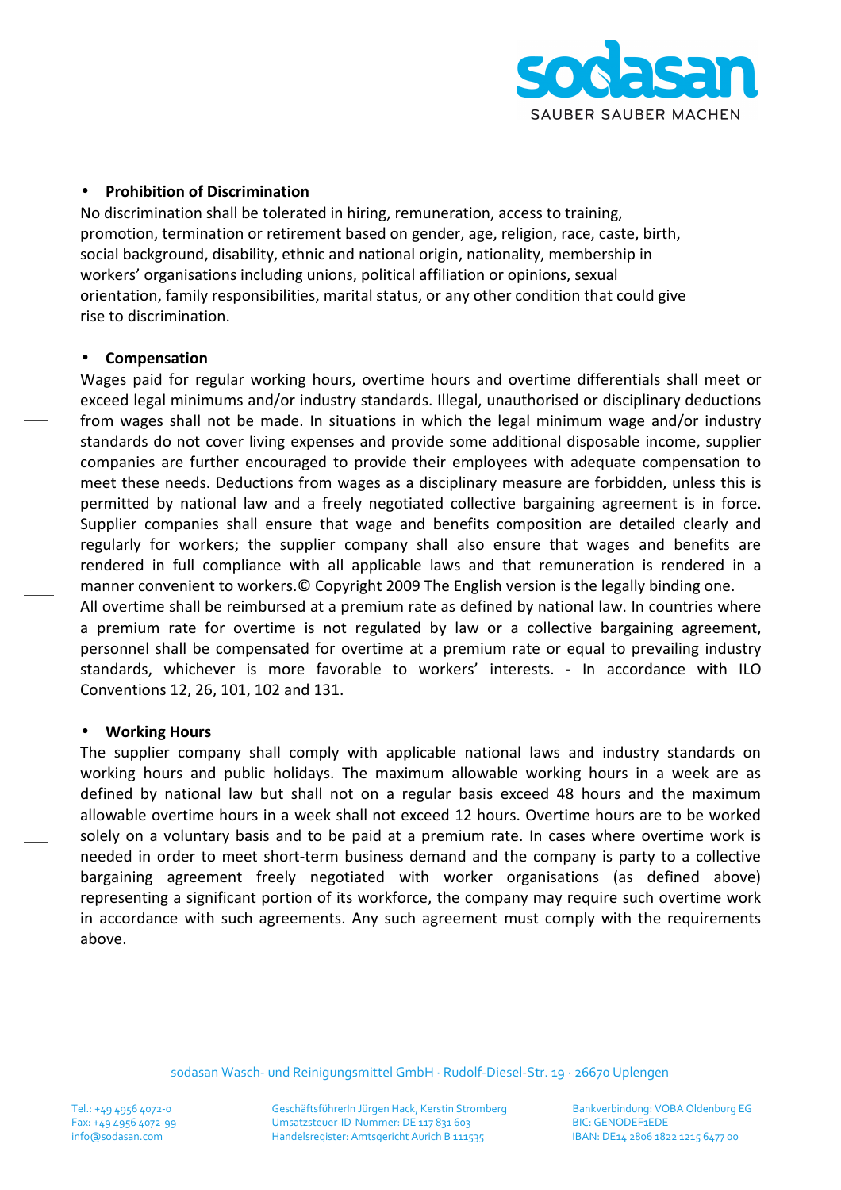- **Prohibition of Discrimination**

No discrimination shall be tolerated in hiring, remuneration, access to training, promotion, termination or retirement based on gender, age, religion, race, caste, birth, social background, disability, ethnic and national origin, nationality, membership in workers' organisations including unions, political affiliation or opinions, sexual orientation, family responsibilities, marital status, or any other condition that could give rise to discrimination.

- **Compensation**

Wages paid for regular working hours, overtime hours and overtime differentials shall meet or exceed legal minimums and/or industry standards. Illegal, unauthorised or disciplinary deductions from wages shall not be made. In situations in which the legal minimum wage and/or industry standards do not cover living expenses and provide some additional disposable income, supplier companies are further encouraged to provide their employees with adequate compensation to meet these needs. Deductions from wages as a disciplinary measure are forbidden, unless this is permitted by national law and a freely negotiated collective bargaining agreement is in force. Supplier companies shall ensure that wage and benefits composition are detailed clearly and regularly for workers; the supplier company shall also ensure that wages and benefits are rendered in full compliance with all applicable laws and that remuneration is rendered in a manner convenient to workers.© Copyright 2009 The English version is the legally binding one.
All overtime shall be reimbursed at a premium rate as defined by national law. In countries where a premium rate for overtime is not regulated by law or a collective bargaining agreement, personnel shall be compensated for overtime at a premium rate or equal to prevailing industry standards, whichever is more favorable to workers' interests. - In accordance with ILO Conventions 12, 26, 101, 102 and 131.

- **Working Hours**

The supplier company shall comply with applicable national laws and industry standards on working hours and public holidays. The maximum allowable working hours in a week are as defined by national law but shall not on a regular basis exceed 48 hours and the maximum allowable overtime hours in a week shall not exceed 12 hours. Overtime hours are to be worked solely on a voluntary basis and to be paid at a premium rate. In cases where overtime work is needed in order to meet short-term business demand and the company is party to a collective bargaining agreement freely negotiated with worker organisations (as defined above) representing a significant portion of its workforce, the company may require such overtime work in accordance with such agreements. Any such agreement must comply with the requirements above.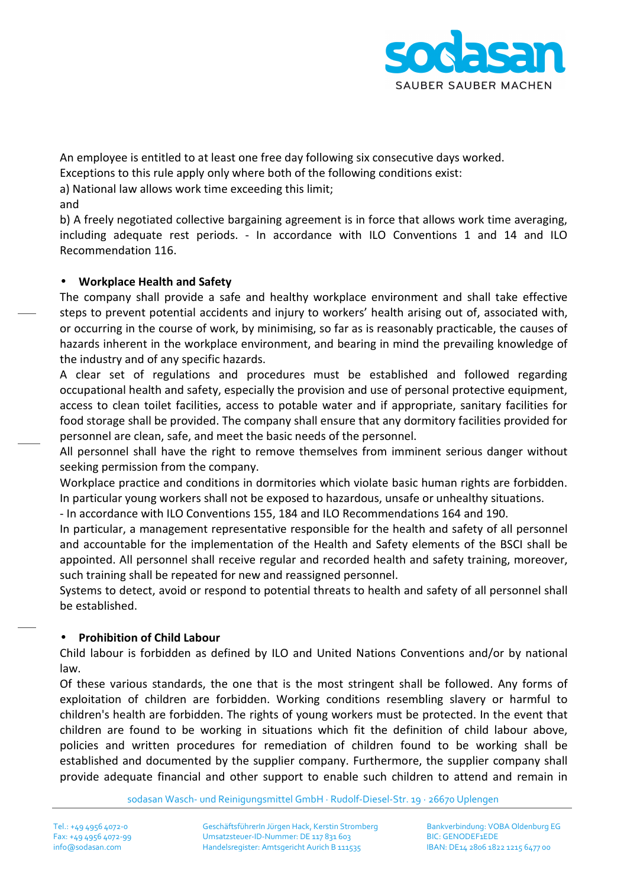An employee is entitled to at least one free day following six consecutive days worked.
Exceptions to this rule apply only where both of the following conditions exist:

a) National law allows work time exceeding this limit;

and

b) A freely negotiated collective bargaining agreement is in force that allows work time averaging, including adequate rest periods. - In accordance with ILO Conventions 1 and 14 and ILO Recommendation 116.

- **Workplace Health and Safety**

The company shall provide a safe and healthy workplace environment and shall take effective steps to prevent potential accidents and injury to workers' health arising out of, associated with, or occurring in the course of work, by minimising, so far as is reasonably practicable, the causes of hazards inherent in the workplace environment, and bearing in mind the prevailing knowledge of the industry and of any specific hazards.

A clear set of regulations and procedures must be established and followed regarding occupational health and safety, especially the provision and use of personal protective equipment, access to clean toilet facilities, access to potable water and if appropriate, sanitary facilities for food storage shall be provided. The company shall ensure that any dormitory facilities provided for personnel are clean, safe, and meet the basic needs of the personnel.

All personnel shall have the right to remove themselves from imminent serious danger without seeking permission from the company.

Workplace practice and conditions in dormitories which violate basic human rights are forbidden. In particular young workers shall not be exposed to hazardous, unsafe or unhealthy situations.

- In accordance with ILO Conventions 155, 184 and ILO Recommendations 164 and 190.

In particular, a management representative responsible for the health and safety of all personnel and accountable for the implementation of the Health and Safety elements of the BSCI shall be appointed. All personnel shall receive regular and recorded health and safety training, moreover, such training shall be repeated for new and reassigned personnel.

Systems to detect, avoid or respond to potential threats to health and safety of all personnel shall be established.

- **Prohibition of Child Labour**

Child labour is forbidden as defined by ILO and United Nations Conventions and/or by national law.

Of these various standards, the one that is the most stringent shall be followed. Any forms of exploitation of children are forbidden. Working conditions resembling slavery or harmful to children's health are forbidden. The rights of young workers must be protected. In the event that children are found to be working in situations which fit the definition of child labour above, policies and written procedures for remediation of children found to be working shall be established and documented by the supplier company. Furthermore, the supplier company shall provide adequate financial and other support to enable such children to attend and remain in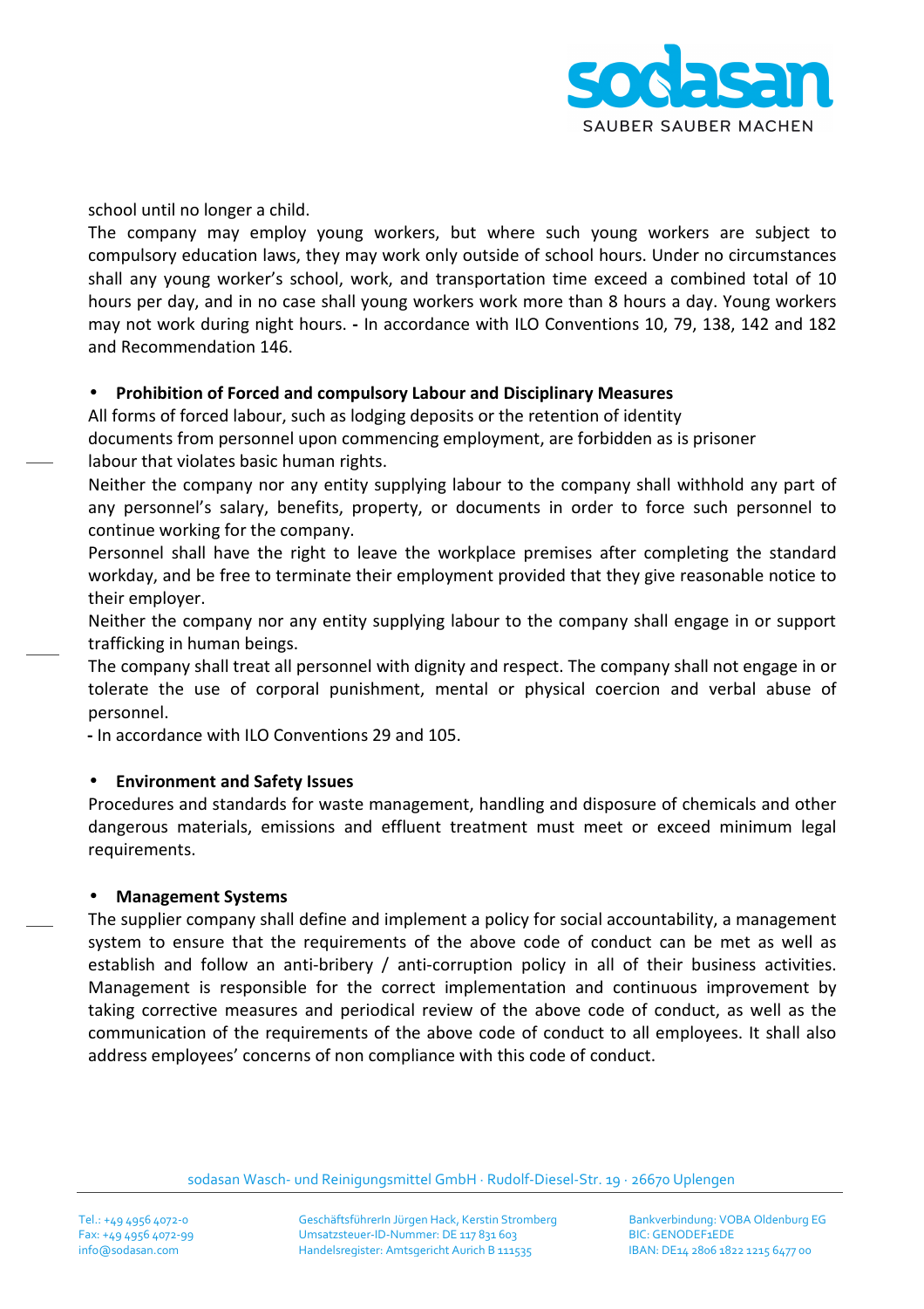school until no longer a child.

The company may employ young workers, but where such young workers are subject to compulsory education laws, they may work only outside of school hours. Under no circumstances shall any young worker's school, work, and transportation time exceed a combined total of 10 hours per day, and in no case shall young workers work more than 8 hours a day. Young workers may not work during night hours. **-** In accordance with ILO Conventions 10, 79, 138, 142 and 182 and Recommendation 146.

- **Prohibition of Forced and compulsory Labour and Disciplinary Measures**

All forms of forced labour, such as lodging deposits or the retention of identity documents from personnel upon commencing employment, are forbidden as is prisoner labour that violates basic human rights.

Neither the company nor any entity supplying labour to the company shall withhold any part of any personnel's salary, benefits, property, or documents in order to force such personnel to continue working for the company.

Personnel shall have the right to leave the workplace premises after completing the standard workday, and be free to terminate their employment provided that they give reasonable notice to their employer.

Neither the company nor any entity supplying labour to the company shall engage in or support trafficking in human beings.

The company shall treat all personnel with dignity and respect. The company shall not engage in or tolerate the use of corporal punishment, mental or physical coercion and verbal abuse of personnel.

**-** In accordance with ILO Conventions 29 and 105.

- **Environment and Safety Issues**

Procedures and standards for waste management, handling and disposure of chemicals and other dangerous materials, emissions and effluent treatment must meet or exceed minimum legal requirements.

- **Management Systems**

The supplier company shall define and implement a policy for social accountability, a management system to ensure that the requirements of the above code of conduct can be met as well as establish and follow an anti-bribery / anti-corruption policy in all of their business activities. Management is responsible for the correct implementation and continuous improvement by taking corrective measures and periodical review of the above code of conduct, as well as the communication of the requirements of the above code of conduct to all employees. It shall also address employees' concerns of non compliance with this code of conduct.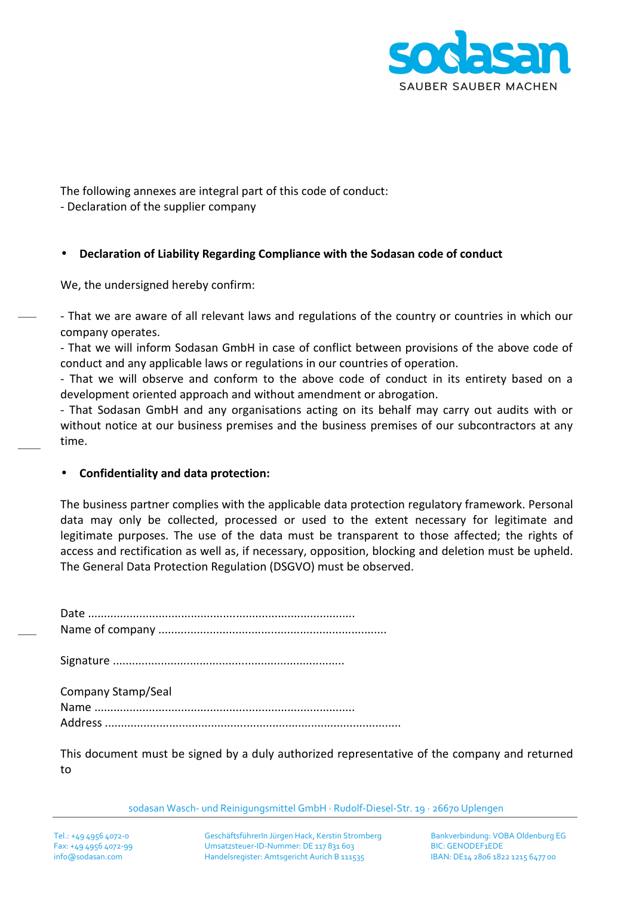The following annexes are integral part of this code of conduct:
- Declaration of the supplier company

- **Declaration of Liability Regarding Compliance with the Sodasan code of conduct**

We, the undersigned hereby confirm:

- That we are aware of all relevant laws and regulations of the country or countries in which our company operates.
- That we will inform Sodasan GmbH in case of conflict between provisions of the above code of conduct and any applicable laws or regulations in our countries of operation.
- That we will observe and conform to the above code of conduct in its entirety based on a development oriented approach and without amendment or abrogation.
- That Sodasan GmbH and any organisations acting on its behalf may carry out audits with or without notice at our business premises and the business premises of our subcontractors at any time.

- **Confidentiality and data protection:**

The business partner complies with the applicable data protection regulatory framework. Personal data may only be collected, processed or used to the extent necessary for legitimate and legitimate purposes. The use of the data must be transparent to those affected; the rights of access and rectification as well as, if necessary, opposition, blocking and deletion must be upheld. The General Data Protection Regulation (DSGVO) must be observed.

Date ..................................................................................
Name of company .....................................................................

Signature .......................................................................

Company Stamp/Seal
Name ................................................................................
Address ..........................................................................................

This document must be signed by a duly authorized representative of the company and returned to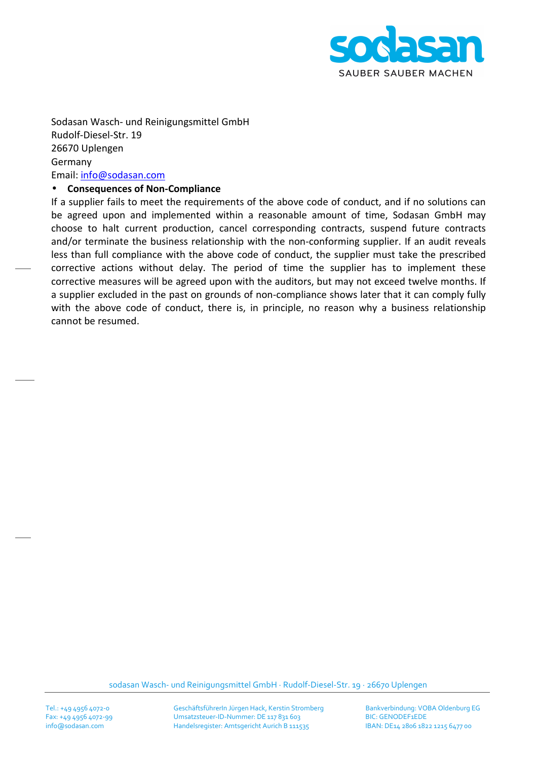Sodasan Wasch- und Reinigungsmittel GmbH
Rudolf-Diesel-Str. 19
26670 Uplengen
Germany
Email: info@sodasan.com

- **Consequences of Non-Compliance**

If a supplier fails to meet the requirements of the above code of conduct, and if no solutions can be agreed upon and implemented within a reasonable amount of time, Sodasan GmbH may choose to halt current production, cancel corresponding contracts, suspend future contracts and/or terminate the business relationship with the non-conforming supplier. If an audit reveals less than full compliance with the above code of conduct, the supplier must take the prescribed corrective actions without delay. The period of time the supplier has to implement these corrective measures will be agreed upon with the auditors, but may not exceed twelve months. If a supplier excluded in the past on grounds of non-compliance shows later that it can comply fully with the above code of conduct, there is, in principle, no reason why a business relationship cannot be resumed.